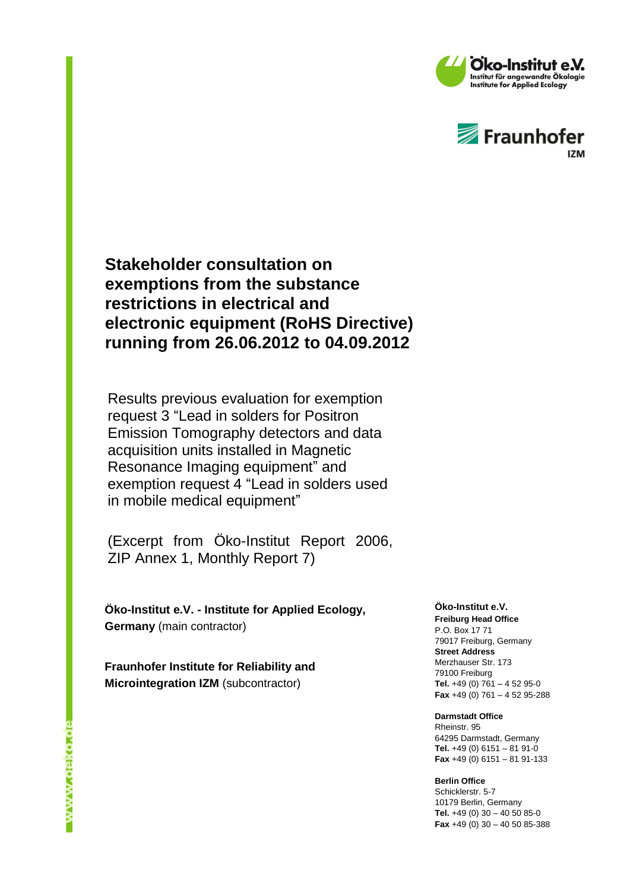Öko-Institut e.V.
Institut für angewandte Ökologie
Institute for Applied Ecology

Fraunhofer
IZM

# Stakeholder consultation on exemptions from the substance restrictions in electrical and electronic equipment (RoHS Directive) running from 26.06.2012 to 04.09.2012

Results previous evaluation for exemption request 3 "Lead in solders for Positron Emission Tomography detectors and data acquisition units installed in Magnetic Resonance Imaging equipment" and exemption request 4 "Lead in solders used in mobile medical equipment"

(Excerpt from Öko-Institut Report 2006, ZIP Annex 1, Monthly Report 7)

**Öko-Institut e.V. - Institute for Applied Ecology, Germany** (main contractor)

**Fraunhofer Institute for Reliability and Microintegration IZM** (subcontractor)

**Öko-Institut e.V.**
**Freiburg Head Office**
P.O. Box 17 71
79017 Freiburg, Germany
**Street Address**
Merzhauser Str. 173
79100 Freiburg
**Tel.** +49 (0) 761 – 4 52 95-0
**Fax** +49 (0) 761 – 4 52 95-288

**Darmstadt Office**
Rheinstr. 95
64295 Darmstadt, Germany
**Tel.** +49 (0) 6151 – 81 91-0
**Fax** +49 (0) 6151 – 81 91-133

**Berlin Office**
Schicklerstr. 5-7
10179 Berlin, Germany
**Tel.** +49 (0) 30 – 40 50 85-0
**Fax** +49 (0) 30 – 40 50 85-388

www.oeko.de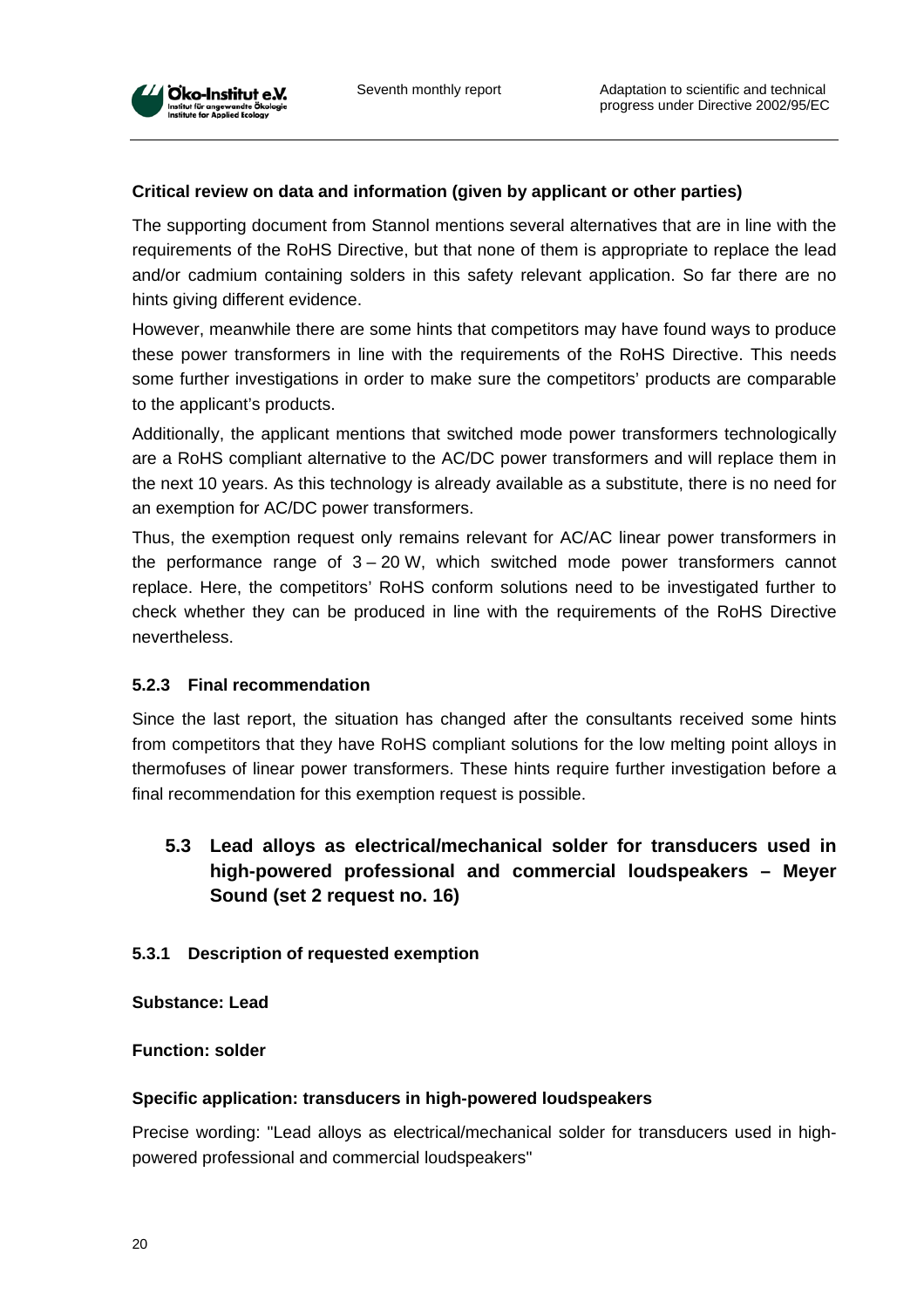**Critical review on data and information (given by applicant or other parties)**

The supporting document from Stannol mentions several alternatives that are in line with the requirements of the RoHS Directive, but that none of them is appropriate to replace the lead and/or cadmium containing solders in this safety relevant application. So far there are no hints giving different evidence.

However, meanwhile there are some hints that competitors may have found ways to produce these power transformers in line with the requirements of the RoHS Directive. This needs some further investigations in order to make sure the competitors' products are comparable to the applicant's products.

Additionally, the applicant mentions that switched mode power transformers technologically are a RoHS compliant alternative to the AC/DC power transformers and will replace them in the next 10 years. As this technology is already available as a substitute, there is no need for an exemption for AC/DC power transformers.

Thus, the exemption request only remains relevant for AC/AC linear power transformers in the performance range of 3 – 20 W, which switched mode power transformers cannot replace. Here, the competitors' RoHS conform solutions need to be investigated further to check whether they can be produced in line with the requirements of the RoHS Directive nevertheless.

### 5.2.3 Final recommendation

Since the last report, the situation has changed after the consultants received some hints from competitors that they have RoHS compliant solutions for the low melting point alloys in thermofuses of linear power transformers. These hints require further investigation before a final recommendation for this exemption request is possible.

## 5.3 Lead alloys as electrical/mechanical solder for transducers used in high-powered professional and commercial loudspeakers – Meyer Sound (set 2 request no. 16)

### 5.3.1 Description of requested exemption

**Substance: Lead**

**Function: solder**

**Specific application: transducers in high-powered loudspeakers**

Precise wording: "Lead alloys as electrical/mechanical solder for transducers used in high-powered professional and commercial loudspeakers"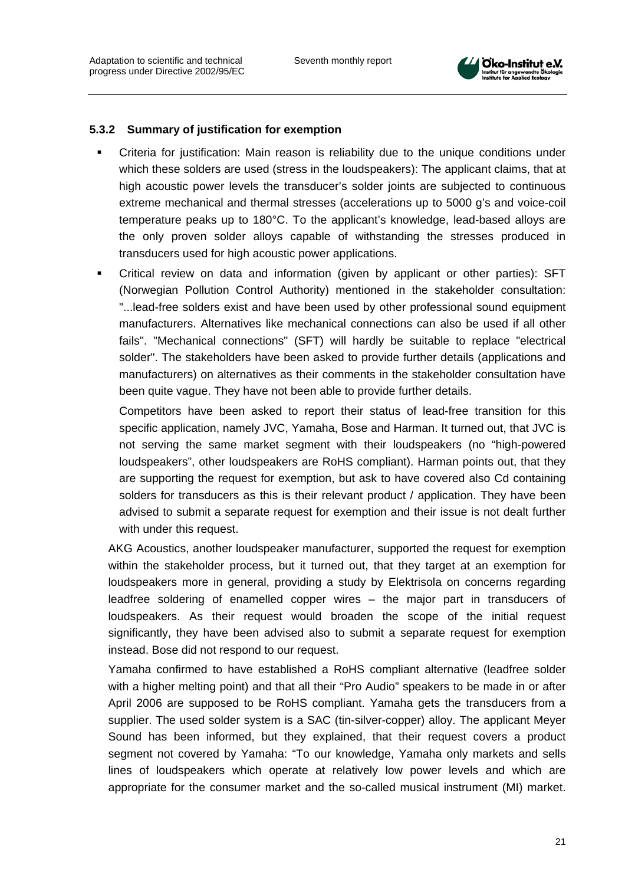### 5.3.2 Summary of justification for exemption

- Criteria for justification: Main reason is reliability due to the unique conditions under which these solders are used (stress in the loudspeakers): The applicant claims, that at high acoustic power levels the transducer's solder joints are subjected to continuous extreme mechanical and thermal stresses (accelerations up to 5000 g's and voice-coil temperature peaks up to 180°C. To the applicant's knowledge, lead-based alloys are the only proven solder alloys capable of withstanding the stresses produced in transducers used for high acoustic power applications.
- Critical review on data and information (given by applicant or other parties): SFT (Norwegian Pollution Control Authority) mentioned in the stakeholder consultation: "...lead-free solders exist and have been used by other professional sound equipment manufacturers. Alternatives like mechanical connections can also be used if all other fails". "Mechanical connections" (SFT) will hardly be suitable to replace "electrical solder". The stakeholders have been asked to provide further details (applications and manufacturers) on alternatives as their comments in the stakeholder consultation have been quite vague. They have not been able to provide further details.

  Competitors have been asked to report their status of lead-free transition for this specific application, namely JVC, Yamaha, Bose and Harman. It turned out, that JVC is not serving the same market segment with their loudspeakers (no "high-powered loudspeakers", other loudspeakers are RoHS compliant). Harman points out, that they are supporting the request for exemption, but ask to have covered also Cd containing solders for transducers as this is their relevant product / application. They have been advised to submit a separate request for exemption and their issue is not dealt further with under this request.

AKG Acoustics, another loudspeaker manufacturer, supported the request for exemption within the stakeholder process, but it turned out, that they target at an exemption for loudspeakers more in general, providing a study by Elektrisola on concerns regarding leadfree soldering of enamelled copper wires – the major part in transducers of loudspeakers. As their request would broaden the scope of the initial request significantly, they have been advised also to submit a separate request for exemption instead. Bose did not respond to our request.

Yamaha confirmed to have established a RoHS compliant alternative (leadfree solder with a higher melting point) and that all their "Pro Audio" speakers to be made in or after April 2006 are supposed to be RoHS compliant. Yamaha gets the transducers from a supplier. The used solder system is a SAC (tin-silver-copper) alloy. The applicant Meyer Sound has been informed, but they explained, that their request covers a product segment not covered by Yamaha: "To our knowledge, Yamaha only markets and sells lines of loudspeakers which operate at relatively low power levels and which are appropriate for the consumer market and the so-called musical instrument (MI) market.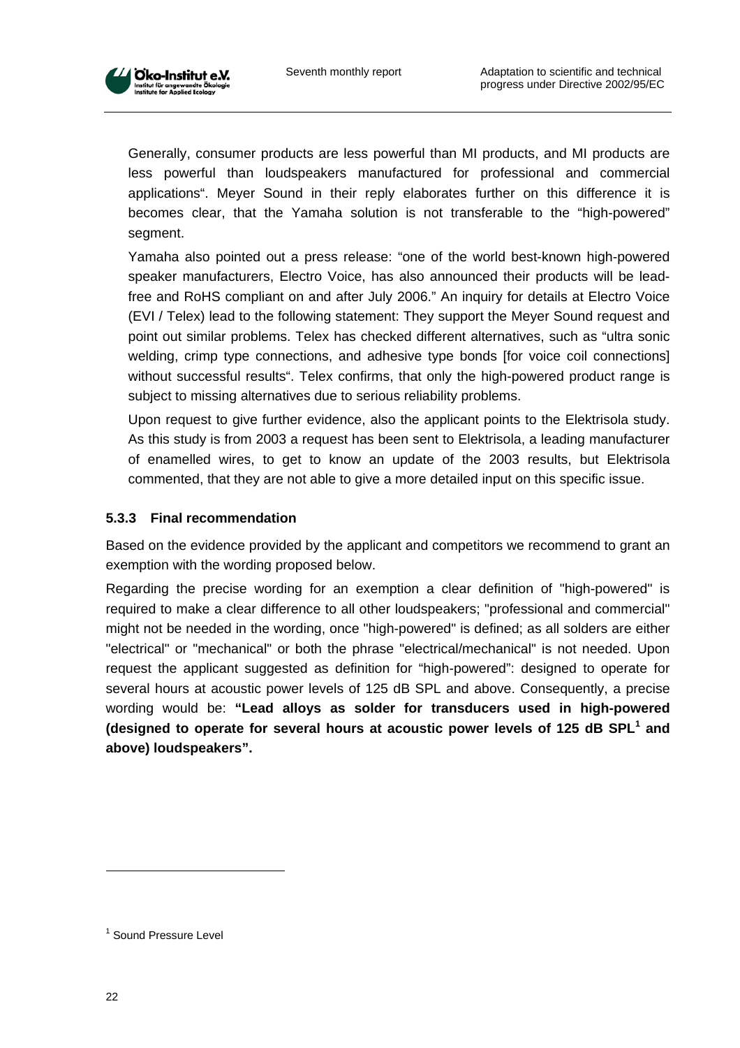Generally, consumer products are less powerful than MI products, and MI products are less powerful than loudspeakers manufactured for professional and commercial applications". Meyer Sound in their reply elaborates further on this difference it is becomes clear, that the Yamaha solution is not transferable to the "high-powered" segment.

Yamaha also pointed out a press release: "one of the world best-known high-powered speaker manufacturers, Electro Voice, has also announced their products will be lead-free and RoHS compliant on and after July 2006." An inquiry for details at Electro Voice (EVI / Telex) lead to the following statement: They support the Meyer Sound request and point out similar problems. Telex has checked different alternatives, such as "ultra sonic welding, crimp type connections, and adhesive type bonds [for voice coil connections] without successful results". Telex confirms, that only the high-powered product range is subject to missing alternatives due to serious reliability problems.

Upon request to give further evidence, also the applicant points to the Elektrisola study. As this study is from 2003 a request has been sent to Elektrisola, a leading manufacturer of enamelled wires, to get to know an update of the 2003 results, but Elektrisola commented, that they are not able to give a more detailed input on this specific issue.

### 5.3.3 Final recommendation

Based on the evidence provided by the applicant and competitors we recommend to grant an exemption with the wording proposed below.

Regarding the precise wording for an exemption a clear definition of "high-powered" is required to make a clear difference to all other loudspeakers; "professional and commercial" might not be needed in the wording, once "high-powered" is defined; as all solders are either "electrical" or "mechanical" or both the phrase "electrical/mechanical" is not needed. Upon request the applicant suggested as definition for "high-powered": designed to operate for several hours at acoustic power levels of 125 dB SPL and above. Consequently, a precise wording would be: **"Lead alloys as solder for transducers used in high-powered (designed to operate for several hours at acoustic power levels of 125 dB SPL[1] and above) loudspeakers".**

[1] Sound Pressure Level